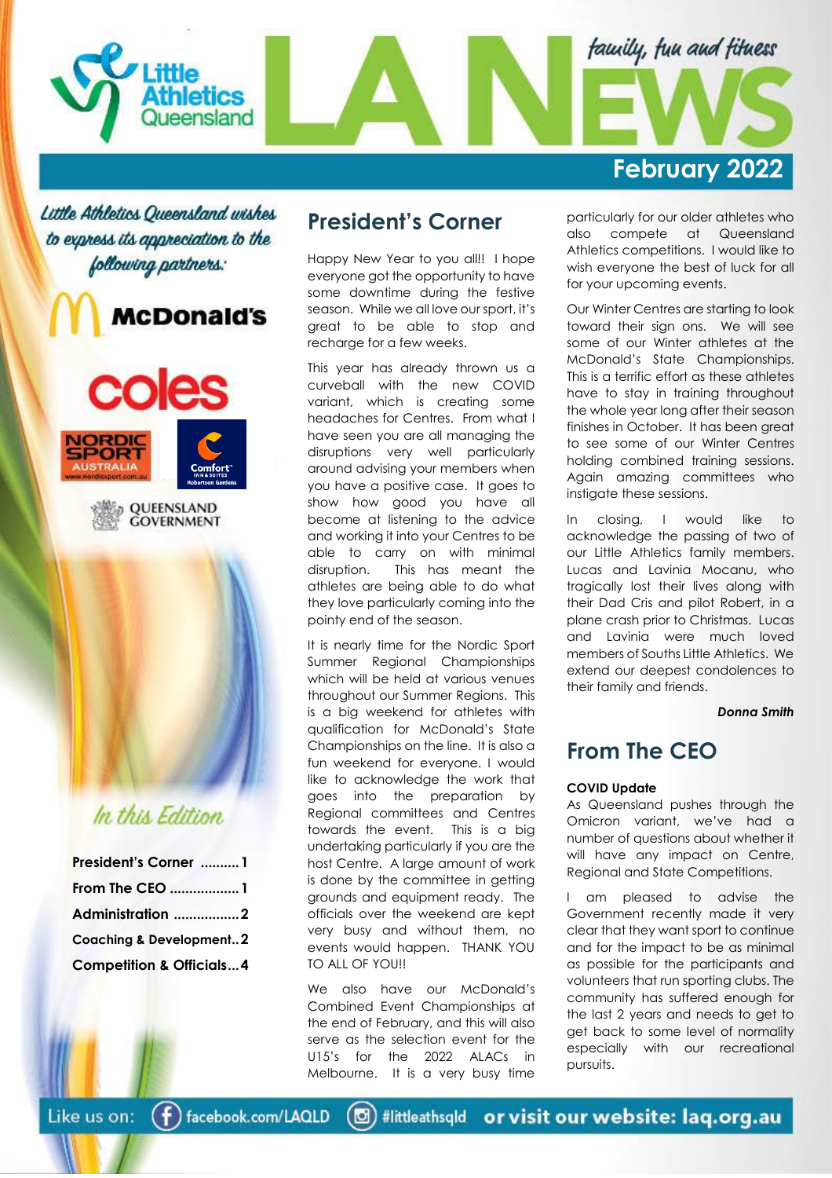# LA NEWS

*family, fun and fitness*

**February 2022**

*Little Athletics Queensland wishes to express its appreciation to the following partners:*

McDonald's

coles

Nordic Sport Australia

Comfort Inn & Suites Robertson Gardens

Queensland Government

*In this Edition*

- **President's Corner** .......... 1
- **From The CEO** .................. 1
- **Administration** ................. 2
- **Coaching & Development** .. 2
- **Competition & Officials** ... 4

## President's Corner

Happy New Year to you all!! I hope everyone got the opportunity to have some downtime during the festive season. While we all love our sport, it's great to be able to stop and recharge for a few weeks.

This year has already thrown us a curveball with the new COVID variant, which is creating some headaches for Centres. From what I have seen you are all managing the disruptions very well particularly around advising your members when you have a positive case. It goes to show how good you have all become at listening to the advice and working it into your Centres to be able to carry on with minimal disruption. This has meant the athletes are being able to do what they love particularly coming into the pointy end of the season.

It is nearly time for the Nordic Sport Summer Regional Championships which will be held at various venues throughout our Summer Regions. This is a big weekend for athletes with qualification for McDonald's State Championships on the line. It is also a fun weekend for everyone. I would like to acknowledge the work that goes into the preparation by Regional committees and Centres towards the event. This is a big undertaking particularly if you are the host Centre. A large amount of work is done by the committee in getting grounds and equipment ready. The officials over the weekend are kept very busy and without them, no events would happen. THANK YOU TO ALL OF YOU!!

We also have our McDonald's Combined Event Championships at the end of February, and this will also serve as the selection event for the U15's for the 2022 ALACs in Melbourne. It is a very busy time particularly for our older athletes who also compete at Queensland Athletics competitions. I would like to wish everyone the best of luck for all for your upcoming events.

Our Winter Centres are starting to look toward their sign ons. We will see some of our Winter athletes at the McDonald's State Championships. This is a terrific effort as these athletes have to stay in training throughout the whole year long after their season finishes in October. It has been great to see some of our Winter Centres holding combined training sessions. Again amazing committees who instigate these sessions.

In closing, I would like to acknowledge the passing of two of our Little Athletics family members. Lucas and Lavinia Mocanu, who tragically lost their lives along with their Dad Cris and pilot Robert, in a plane crash prior to Christmas. Lucas and Lavinia were much loved members of Souths Little Athletics. We extend our deepest condolences to their family and friends.

***Donna Smith***

## From The CEO

**COVID Update**

As Queensland pushes through the Omicron variant, we've had a number of questions about whether it will have any impact on Centre, Regional and State Competitions.

I am pleased to advise the Government recently made it very clear that they want sport to continue and for the impact to be as minimal as possible for the participants and volunteers that run sporting clubs. The community has suffered enough for the last 2 years and needs to get to get back to some level of normality especially with our recreational pursuits.

Like us on: facebook.com/LAQLD #littleathsqld or visit our website: laq.org.au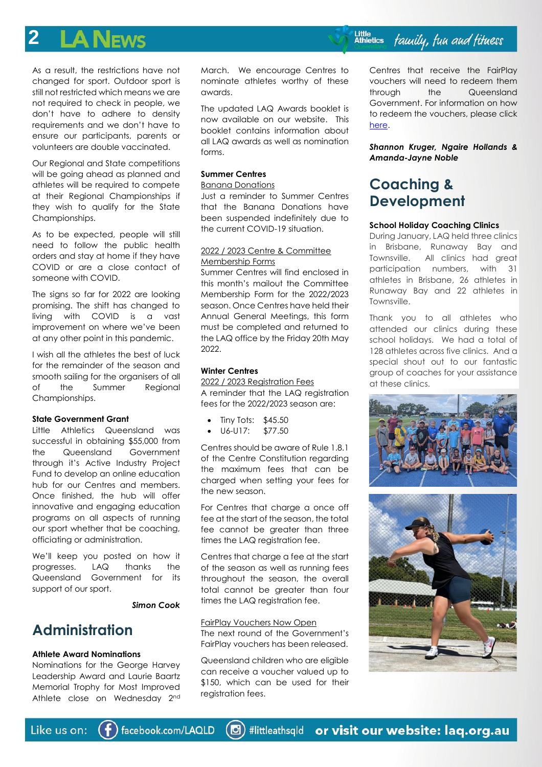As a result, the restrictions have not changed for sport. Outdoor sport is still not restricted which means we are not required to check in people, we don't have to adhere to density requirements and we don't have to ensure our participants, parents or volunteers are double vaccinated.

Our Regional and State competitions will be going ahead as planned and athletes will be required to compete at their Regional Championships if they wish to qualify for the State Championships.

As to be expected, people will still need to follow the public health orders and stay at home if they have COVID or are a close contact of someone with COVID.

The signs so far for 2022 are looking promising. The shift has changed to living with COVID is a vast improvement on where we've been at any other point in this pandemic.

I wish all the athletes the best of luck for the remainder of the season and smooth sailing for the organisers of all of the Summer Regional Championships.

**State Government Grant**

Little Athletics Queensland was successful in obtaining $55,000 from the Queensland Government through it's Active Industry Project Fund to develop an online education hub for our Centres and members. Once finished, the hub will offer innovative and engaging education programs on all aspects of running our sport whether that be coaching, officiating or administration.

We'll keep you posted on how it progresses. LAQ thanks the Queensland Government for its support of our sport.

***Simon Cook***

## Administration

**Athlete Award Nominations**

Nominations for the George Harvey Leadership Award and Laurie Baartz Memorial Trophy for Most Improved Athlete close on Wednesday 2nd March. We encourage Centres to nominate athletes worthy of these awards.

The updated LAQ Awards booklet is now available on our website. This booklet contains information about all LAQ awards as well as nomination forms.

**Summer Centres**

Banana Donations

Just a reminder to Summer Centres that the Banana Donations have been suspended indefinitely due to the current COVID-19 situation.

2022 / 2023 Centre & Committee Membership Forms

Summer Centres will find enclosed in this month's mailout the Committee Membership Form for the 2022/2023 season. Once Centres have held their Annual General Meetings, this form must be completed and returned to the LAQ office by the Friday 20th May 2022.

**Winter Centres**

2022 / 2023 Registration Fees

A reminder that the LAQ registration fees for the 2022/2023 season are:

- Tiny Tots: $45.50
- U6-U17: $77.50

Centres should be aware of Rule 1.8.1 of the Centre Constitution regarding the maximum fees that can be charged when setting your fees for the new season.

For Centres that charge a once off fee at the start of the season, the total fee cannot be greater than three times the LAQ registration fee.

Centres that charge a fee at the start of the season as well as running fees throughout the season, the overall total cannot be greater than four times the LAQ registration fee.

FairPlay Vouchers Now Open

The next round of the Government's FairPlay vouchers has been released.

Queensland children who are eligible can receive a voucher valued up to $150, which can be used for their registration fees.

Centres that receive the FairPlay vouchers will need to redeem them through the Queensland Government. For information on how to redeem the vouchers, please click here.

***Shannon Kruger, Ngaire Hollands & Amanda-Jayne Noble***

## Coaching & Development

**School Holiday Coaching Clinics**

During January, LAQ held three clinics in Brisbane, Runaway Bay and Townsville. All clinics had great participation numbers, with 31 athletes in Brisbane, 26 athletes in Runaway Bay and 22 athletes in Townsville.

Thank you to all athletes who attended our clinics during these school holidays. We had a total of 128 athletes across five clinics. And a special shout out to our fantastic group of coaches for your assistance at these clinics.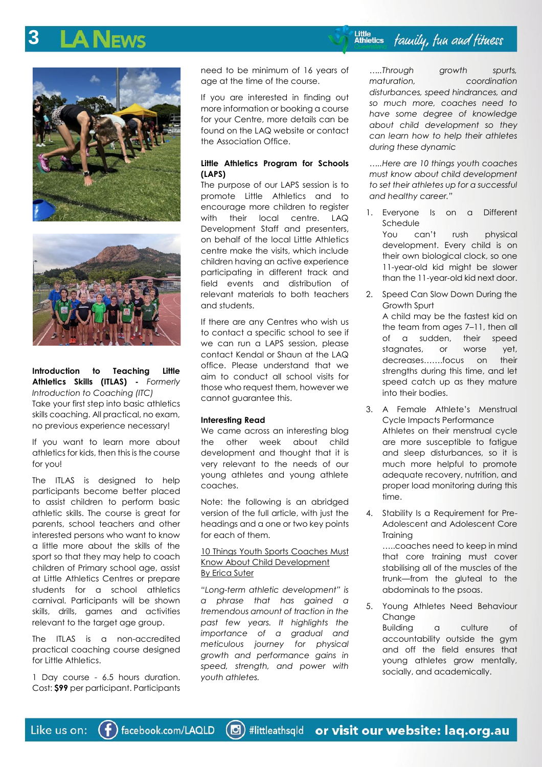**Introduction to Teaching Little Athletics Skills (ITLAS) -** *Formerly Introduction to Coaching (ITC)*
Take your first step into basic athletics skills coaching. All practical, no exam, no previous experience necessary!

If you want to learn more about athletics for kids, then this is the course for you!

The ITLAS is designed to help participants become better placed to assist children to perform basic athletic skills. The course is great for parents, school teachers and other interested persons who want to know a little more about the skills of the sport so that they may help to coach children of Primary school age, assist at Little Athletics Centres or prepare students for a school athletics carnival. Participants will be shown skills, drills, games and activities relevant to the target age group.

The ITLAS is a non-accredited practical coaching course designed for Little Athletics.

1 Day course - 6.5 hours duration. Cost: **$99** per participant. Participants need to be minimum of 16 years of age at the time of the course.

If you are interested in finding out more information or booking a course for your Centre, more details can be found on the LAQ website or contact the Association Office.

**Little Athletics Program for Schools (LAPS)**
The purpose of our LAPS session is to promote Little Athletics and to encourage more children to register with their local centre. LAQ Development Staff and presenters, on behalf of the local Little Athletics centre make the visits, which include children having an active experience participating in different track and field events and distribution of relevant materials to both teachers and students.

If there are any Centres who wish us to contact a specific school to see if we can run a LAPS session, please contact Kendal or Shaun at the LAQ office. Please understand that we aim to conduct all school visits for those who request them, however we cannot guarantee this.

**Interesting Read**
We came across an interesting blog the other week about child development and thought that it is very relevant to the needs of our young athletes and young athlete coaches.

Note: the following is an abridged version of the full article, with just the headings and a one or two key points for each of them.

10 Things Youth Sports Coaches Must Know About Child Development
By Erica Suter

*"Long-term athletic development" is a phrase that has gained a tremendous amount of traction in the past few years. It highlights the importance of a gradual and meticulous journey for physical growth and performance gains in speed, strength, and power with youth athletes.*

*…..Through growth spurts, maturation, coordination disturbances, speed hindrances, and so much more, coaches need to have some degree of knowledge about child development so they can learn how to help their athletes during these dynamic*

*…..Here are 10 things youth coaches must know about child development to set their athletes up for a successful and healthy career."*

1. Everyone Is on a Different Schedule
   You can't rush physical development. Every child is on their own biological clock, so one 11-year-old kid might be slower than the 11-year-old kid next door.

2. Speed Can Slow Down During the Growth Spurt
   A child may be the fastest kid on the team from ages 7–11, then all of a sudden, their speed stagnates, or worse yet, decreases…….focus on their strengths during this time, and let speed catch up as they mature into their bodies.

3. A Female Athlete's Menstrual Cycle Impacts Performance
   Athletes on their menstrual cycle are more susceptible to fatigue and sleep disturbances, so it is much more helpful to promote adequate recovery, nutrition, and proper load monitoring during this time.

4. Stability Is a Requirement for Pre-Adolescent and Adolescent Core Training
   …..coaches need to keep in mind that core training must cover stabilising all of the muscles of the trunk—from the gluteal to the abdominals to the psoas.

5. Young Athletes Need Behaviour Change
   Building a culture of accountability outside the gym and off the field ensures that young athletes grow mentally, socially, and academically.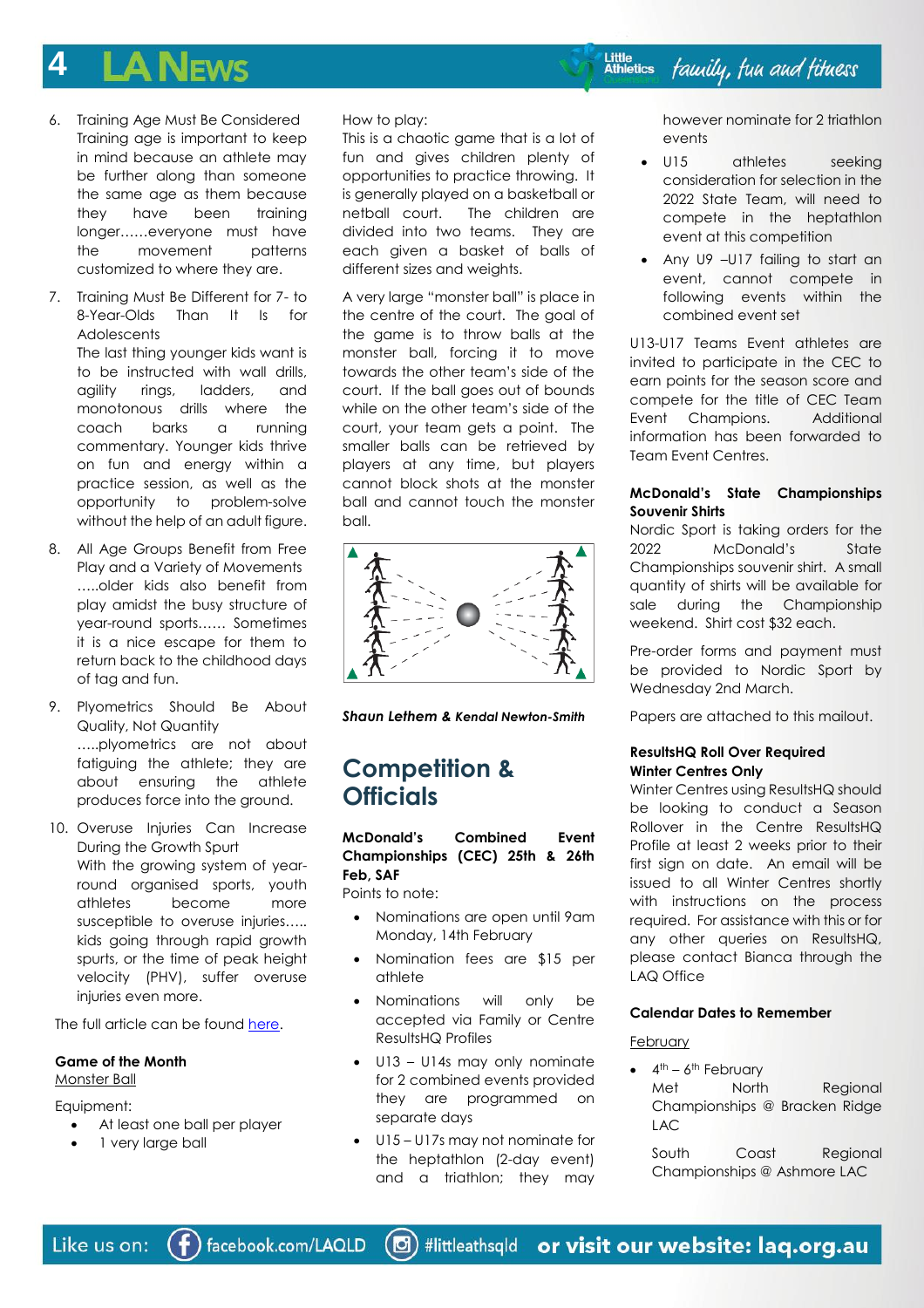6. Training Age Must Be Considered
   Training age is important to keep in mind because an athlete may be further along than someone the same age as them because they have been training longer……everyone must have the movement patterns customized to where they are.

7. Training Must Be Different for 7- to 8-Year-Olds Than It Is for Adolescents
   The last thing younger kids want is to be instructed with wall drills, agility rings, ladders, and monotonous drills where the coach barks a running commentary. Younger kids thrive on fun and energy within a practice session, as well as the opportunity to problem-solve without the help of an adult figure.

8. All Age Groups Benefit from Free Play and a Variety of Movements
   …..older kids also benefit from play amidst the busy structure of year-round sports…… Sometimes it is a nice escape for them to return back to the childhood days of tag and fun.

9. Plyometrics Should Be About Quality, Not Quantity
   …..plyometrics are not about fatiguing the athlete; they are about ensuring the athlete produces force into the ground.

10. Overuse Injuries Can Increase During the Growth Spurt
    With the growing system of year-round organised sports, youth athletes become more susceptible to overuse injuries….. kids going through rapid growth spurts, or the time of peak height velocity (PHV), suffer overuse injuries even more.

The full article can be found here.

**Game of the Month**

Monster Ball

Equipment:

- At least one ball per player
- 1 very large ball

How to play:

This is a chaotic game that is a lot of fun and gives children plenty of opportunities to practice throwing. It is generally played on a basketball or netball court. The children are divided into two teams. They are each given a basket of balls of different sizes and weights.

A very large "monster ball" is place in the centre of the court. The goal of the game is to throw balls at the monster ball, forcing it to move towards the other team's side of the court. If the ball goes out of bounds while on the other team's side of the court, your team gets a point. The smaller balls can be retrieved by players at any time, but players cannot block shots at the monster ball and cannot touch the monster ball.

***Shaun Lethem & Kendal Newton-Smith***

# Competition & Officials

**McDonald's Combined Event Championships (CEC) 25th & 26th Feb, SAF**

Points to note:

- Nominations are open until 9am Monday, 14th February
- Nomination fees are $15 per athlete
- Nominations will only be accepted via Family or Centre ResultsHQ Profiles
- U13 – U14s may only nominate for 2 combined events provided they are programmed on separate days
- U15 – U17s may not nominate for the heptathlon (2-day event) and a triathlon; they may however nominate for 2 triathlon events
- U15 athletes seeking consideration for selection in the 2022 State Team, will need to compete in the heptathlon event at this competition
- Any U9 –U17 failing to start an event, cannot compete in following events within the combined event set

U13-U17 Teams Event athletes are invited to participate in the CEC to earn points for the season score and compete for the title of CEC Team Event Champions. Additional information has been forwarded to Team Event Centres.

**McDonald's State Championships Souvenir Shirts**

Nordic Sport is taking orders for the 2022 McDonald's State Championships souvenir shirt. A small quantity of shirts will be available for sale during the Championship weekend. Shirt cost $32 each.

Pre-order forms and payment must be provided to Nordic Sport by Wednesday 2nd March.

Papers are attached to this mailout.

**ResultsHQ Roll Over Required**
**Winter Centres Only**

Winter Centres using ResultsHQ should be looking to conduct a Season Rollover in the Centre ResultsHQ Profile at least 2 weeks prior to their first sign on date. An email will be issued to all Winter Centres shortly with instructions on the process required. For assistance with this or for any other queries on ResultsHQ, please contact Bianca through the LAQ Office

**Calendar Dates to Remember**

February

- 4th – 6th February
  Met North Regional Championships @ Bracken Ridge LAC

  South Coast Regional Championships @ Ashmore LAC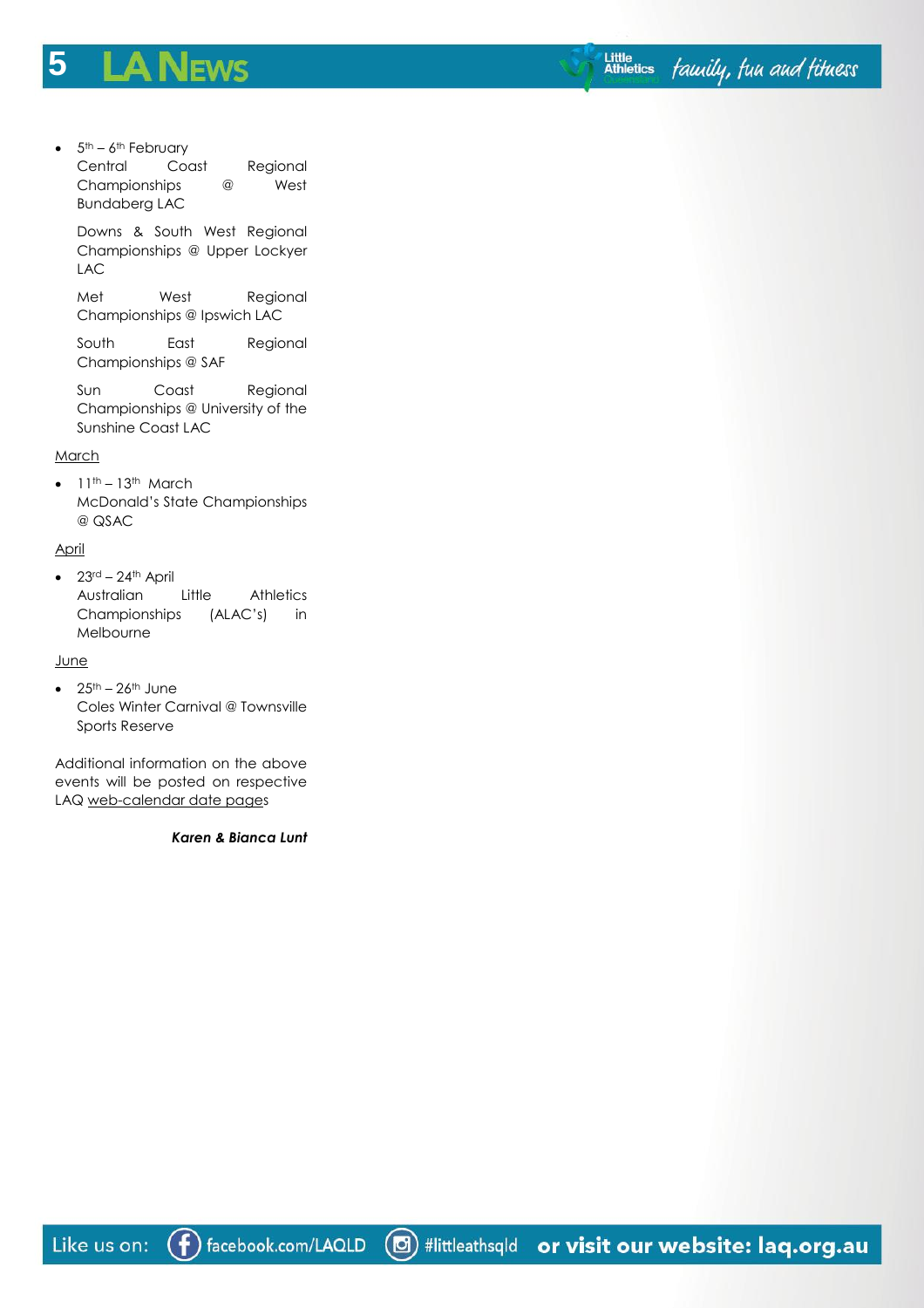- 5th – 6th February
  Central Coast Regional Championships @ West Bundaberg LAC

  Downs & South West Regional Championships @ Upper Lockyer LAC

  Met West Regional Championships @ Ipswich LAC

  South East Regional Championships @ SAF

  Sun Coast Regional Championships @ University of the Sunshine Coast LAC

<u>March</u>

- 11th – 13th March
  McDonald's State Championships @ QSAC

<u>April</u>

- 23rd – 24th April
  Australian Little Athletics Championships (ALAC's) in Melbourne

<u>June</u>

- 25th – 26th June
  Coles Winter Carnival @ Townsville Sports Reserve

Additional information on the above events will be posted on respective LAQ <u>web-calendar date pages</u>

***Karen & Bianca Lunt***